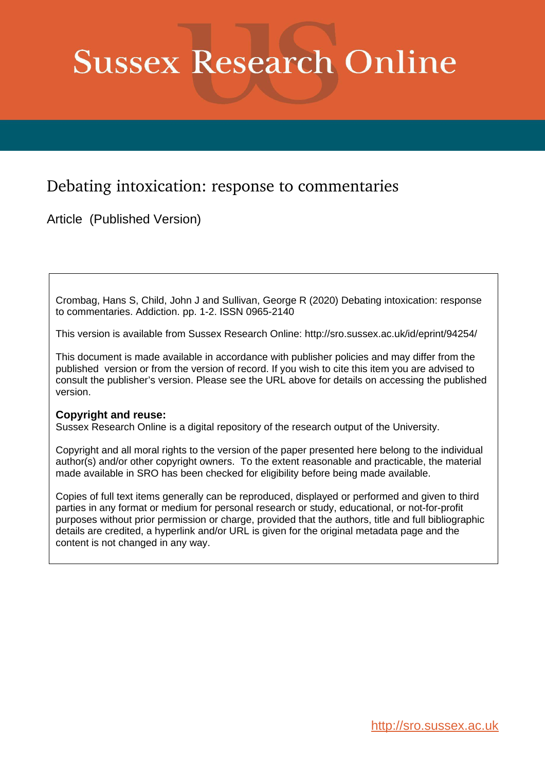# Sussex Research Online

## Debating intoxication: response to commentaries

Article (Published Version)

Crombag, Hans S, Child, John J and Sullivan, George R (2020) Debating intoxication: response to commentaries. Addiction. pp. 1-2. ISSN 0965-2140

This version is available from Sussex Research Online: http://sro.sussex.ac.uk/id/eprint/94254/

This document is made available in accordance with publisher policies and may differ from the published version or from the version of record. If you wish to cite this item you are advised to consult the publisher's version. Please see the URL above for details on accessing the published version.

**Copyright and reuse:**
Sussex Research Online is a digital repository of the research output of the University.

Copyright and all moral rights to the version of the paper presented here belong to the individual author(s) and/or other copyright owners. To the extent reasonable and practicable, the material made available in SRO has been checked for eligibility before being made available.

Copies of full text items generally can be reproduced, displayed or performed and given to third parties in any format or medium for personal research or study, educational, or not-for-profit purposes without prior permission or charge, provided that the authors, title and full bibliographic details are credited, a hyperlink and/or URL is given for the original metadata page and the content is not changed in any way.

http://sro.sussex.ac.uk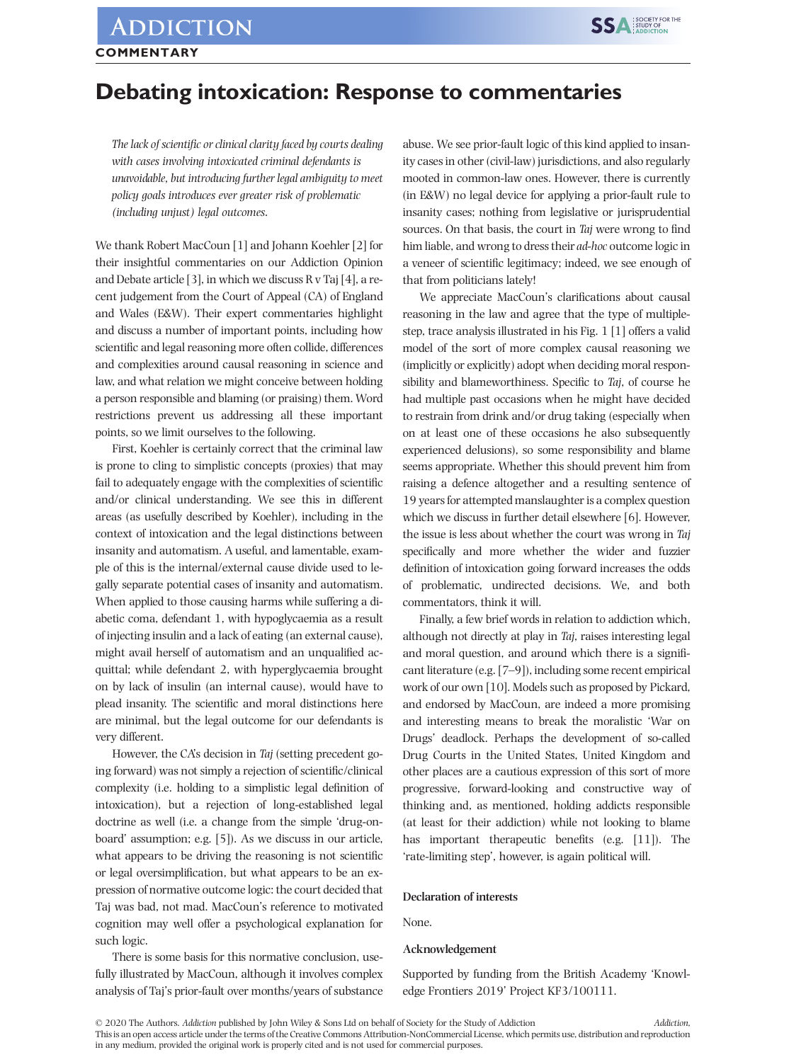# Debating intoxication: Response to commentaries

*The lack of scientific or clinical clarity faced by courts dealing with cases involving intoxicated criminal defendants is unavoidable, but introducing further legal ambiguity to meet policy goals introduces ever greater risk of problematic (including unjust) legal outcomes.*

We thank Robert MacCoun [1] and Johann Koehler [2] for their insightful commentaries on our Addiction Opinion and Debate article [3], in which we discuss R v Taj [4], a recent judgement from the Court of Appeal (CA) of England and Wales (E&W). Their expert commentaries highlight and discuss a number of important points, including how scientific and legal reasoning more often collide, differences and complexities around causal reasoning in science and law, and what relation we might conceive between holding a person responsible and blaming (or praising) them. Word restrictions prevent us addressing all these important points, so we limit ourselves to the following.

First, Koehler is certainly correct that the criminal law is prone to cling to simplistic concepts (proxies) that may fail to adequately engage with the complexities of scientific and/or clinical understanding. We see this in different areas (as usefully described by Koehler), including in the context of intoxication and the legal distinctions between insanity and automatism. A useful, and lamentable, example of this is the internal/external cause divide used to legally separate potential cases of insanity and automatism. When applied to those causing harms while suffering a diabetic coma, defendant 1, with hypoglycaemia as a result of injecting insulin and a lack of eating (an external cause), might avail herself of automatism and an unqualified acquittal; while defendant 2, with hyperglycaemia brought on by lack of insulin (an internal cause), would have to plead insanity. The scientific and moral distinctions here are minimal, but the legal outcome for our defendants is very different.

However, the CA's decision in *Taj* (setting precedent going forward) was not simply a rejection of scientific/clinical complexity (i.e. holding to a simplistic legal definition of intoxication), but a rejection of long-established legal doctrine as well (i.e. a change from the simple 'drug-on-board' assumption; e.g. [5]). As we discuss in our article, what appears to be driving the reasoning is not scientific or legal oversimplification, but what appears to be an expression of normative outcome logic: the court decided that Taj was bad, not mad. MacCoun's reference to motivated cognition may well offer a psychological explanation for such logic.

There is some basis for this normative conclusion, usefully illustrated by MacCoun, although it involves complex analysis of Taj's prior-fault over months/years of substance abuse. We see prior-fault logic of this kind applied to insanity cases in other (civil-law) jurisdictions, and also regularly mooted in common-law ones. However, there is currently (in E&W) no legal device for applying a prior-fault rule to insanity cases; nothing from legislative or jurisprudential sources. On that basis, the court in *Taj* were wrong to find him liable, and wrong to dress their *ad-hoc* outcome logic in a veneer of scientific legitimacy; indeed, we see enough of that from politicians lately!

We appreciate MacCoun's clarifications about causal reasoning in the law and agree that the type of multiple-step, trace analysis illustrated in his Fig. 1 [1] offers a valid model of the sort of more complex causal reasoning we (implicitly or explicitly) adopt when deciding moral responsibility and blameworthiness. Specific to *Taj*, of course he had multiple past occasions when he might have decided to restrain from drink and/or drug taking (especially when on at least one of these occasions he also subsequently experienced delusions), so some responsibility and blame seems appropriate. Whether this should prevent him from raising a defence altogether and a resulting sentence of 19 years for attempted manslaughter is a complex question which we discuss in further detail elsewhere [6]. However, the issue is less about whether the court was wrong in *Taj* specifically and more whether the wider and fuzzier definition of intoxication going forward increases the odds of problematic, undirected decisions. We, and both commentators, think it will.

Finally, a few brief words in relation to addiction which, although not directly at play in *Taj*, raises interesting legal and moral question, and around which there is a significant literature (e.g. [7–9]), including some recent empirical work of our own [10]. Models such as proposed by Pickard, and endorsed by MacCoun, are indeed a more promising and interesting means to break the moralistic 'War on Drugs' deadlock. Perhaps the development of so-called Drug Courts in the United States, United Kingdom and other places are a cautious expression of this sort of more progressive, forward-looking and constructive way of thinking and, as mentioned, holding addicts responsible (at least for their addiction) while not looking to blame has important therapeutic benefits (e.g. [11]). The 'rate-limiting step', however, is again political will.

### Declaration of interests

None.

### Acknowledgement

Supported by funding from the British Academy 'Knowledge Frontiers 2019' Project KF3/100111.

© 2020 The Authors. *Addiction* published by John Wiley & Sons Ltd on behalf of Society for the Study of Addiction
This is an open access article under the terms of the Creative Commons Attribution-NonCommercial License, which permits use, distribution and reproduction in any medium, provided the original work is properly cited and is not used for commercial purposes.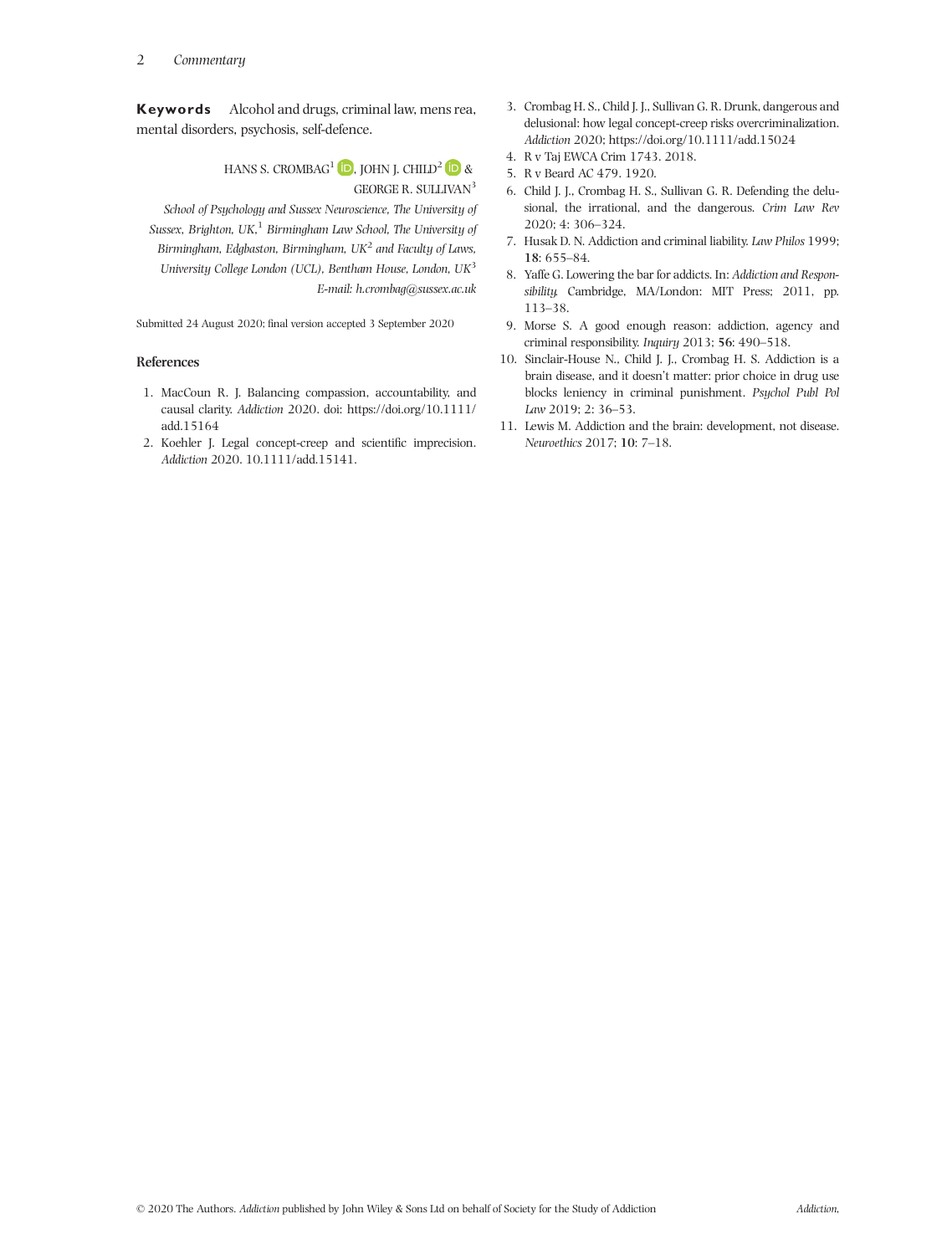**Keywords** Alcohol and drugs, criminal law, mens rea, mental disorders, psychosis, self-defence.

HANS S. CROMBAG[1], JOHN J. CHILD[2] & GEORGE R. SULLIVAN[3]

*School of Psychology and Sussex Neuroscience, The University of Sussex, Brighton, UK,[1] Birmingham Law School, The University of Birmingham, Edgbaston, Birmingham, UK[2] and Faculty of Laws, University College London (UCL), Bentham House, London, UK[3]*
*E-mail: h.crombag@sussex.ac.uk*

Submitted 24 August 2020; final version accepted 3 September 2020

## References

1. MacCoun R. J. Balancing compassion, accountability, and causal clarity. *Addiction* 2020. doi: https://doi.org/10.1111/add.15164
2. Koehler J. Legal concept-creep and scientific imprecision. *Addiction* 2020. 10.1111/add.15141.
3. Crombag H. S., Child J. J., Sullivan G. R. Drunk, dangerous and delusional: how legal concept-creep risks overcriminalization. *Addiction* 2020; https://doi.org/10.1111/add.15024
4. R v Taj EWCA Crim 1743. 2018.
5. R v Beard AC 479. 1920.
6. Child J. J., Crombag H. S., Sullivan G. R. Defending the delusional, the irrational, and the dangerous. *Crim Law Rev* 2020; 4: 306–324.
7. Husak D. N. Addiction and criminal liability. *Law Philos* 1999; **18**: 655–84.
8. Yaffe G. Lowering the bar for addicts. In: *Addiction and Responsibility.* Cambridge, MA/London: MIT Press; 2011, pp. 113–38.
9. Morse S. A good enough reason: addiction, agency and criminal responsibility. *Inquiry* 2013; **56**: 490–518.
10. Sinclair-House N., Child J. J., Crombag H. S. Addiction is a brain disease, and it doesn't matter: prior choice in drug use blocks leniency in criminal punishment. *Psychol Publ Pol Law* 2019; 2: 36–53.
11. Lewis M. Addiction and the brain: development, not disease. *Neuroethics* 2017; **10**: 7–18.